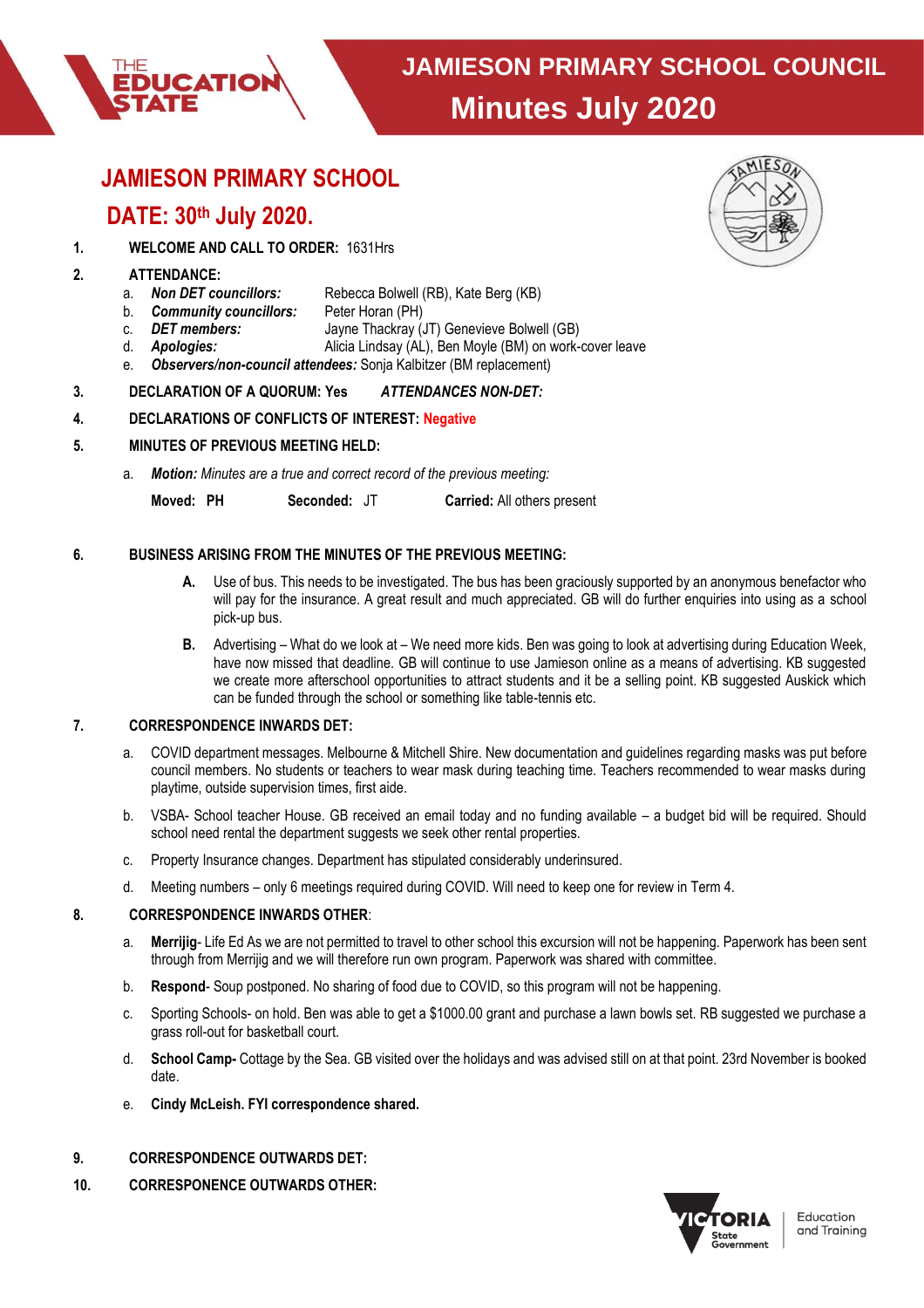# JAMIESON PRIMARY SCHOOL COUNCIL
# Minutes July 2020

## JAMIESON PRIMARY SCHOOL

## DATE: 30th July 2020.

1. **WELCOME AND CALL TO ORDER:** 1631Hrs

2. **ATTENDANCE:**
   a. ***Non DET councillors:*** Rebecca Bolwell (RB), Kate Berg (KB)
   b. ***Community councillors:*** Peter Horan (PH)
   c. ***DET members:*** Jayne Thackray (JT) Genevieve Bolwell (GB)
   d. ***Apologies:*** Alicia Lindsay (AL), Ben Moyle (BM) on work-cover leave
   e. ***Observers/non-council attendees:*** Sonja Kalbitzer (BM replacement)

3. **DECLARATION OF A QUORUM: Yes** ***ATTENDANCES NON-DET:***

4. **DECLARATIONS OF CONFLICTS OF INTEREST: Negative**

5. **MINUTES OF PREVIOUS MEETING HELD:**

   a. ***Motion:*** *Minutes are a true and correct record of the previous meeting:*

   **Moved:** **PH** **Seconded:** JT **Carried:** All others present

6. **BUSINESS ARISING FROM THE MINUTES OF THE PREVIOUS MEETING:**

   **A.** Use of bus. This needs to be investigated. The bus has been graciously supported by an anonymous benefactor who will pay for the insurance. A great result and much appreciated. GB will do further enquiries into using as a school pick-up bus.

   **B.** Advertising – What do we look at – We need more kids. Ben was going to look at advertising during Education Week, have now missed that deadline. GB will continue to use Jamieson online as a means of advertising. KB suggested we create more afterschool opportunities to attract students and it be a selling point. KB suggested Auskick which can be funded through the school or something like table-tennis etc.

7. **CORRESPONDENCE INWARDS DET:**

   a. COVID department messages. Melbourne & Mitchell Shire. New documentation and guidelines regarding masks was put before council members. No students or teachers to wear mask during teaching time. Teachers recommended to wear masks during playtime, outside supervision times, first aide.

   b. VSBA- School teacher House. GB received an email today and no funding available – a budget bid will be required. Should school need rental the department suggests we seek other rental properties.

   c. Property Insurance changes. Department has stipulated considerably underinsured.

   d. Meeting numbers – only 6 meetings required during COVID. Will need to keep one for review in Term 4.

8. **CORRESPONDENCE INWARDS OTHER**:

   a. **Merrijig**- Life Ed As we are not permitted to travel to other school this excursion will not be happening. Paperwork has been sent through from Merrijig and we will therefore run own program. Paperwork was shared with committee.

   b. **Respond**- Soup postponed. No sharing of food due to COVID, so this program will not be happening.

   c. Sporting Schools- on hold. Ben was able to get a $1000.00 grant and purchase a lawn bowls set. RB suggested we purchase a grass roll-out for basketball court.

   d. **School Camp-** Cottage by the Sea. GB visited over the holidays and was advised still on at that point. 23rd November is booked date.

   e. **Cindy McLeish. FYI correspondence shared.**

9. **CORRESPONDENCE OUTWARDS DET:**

10. **CORRESPONENCE OUTWARDS OTHER:**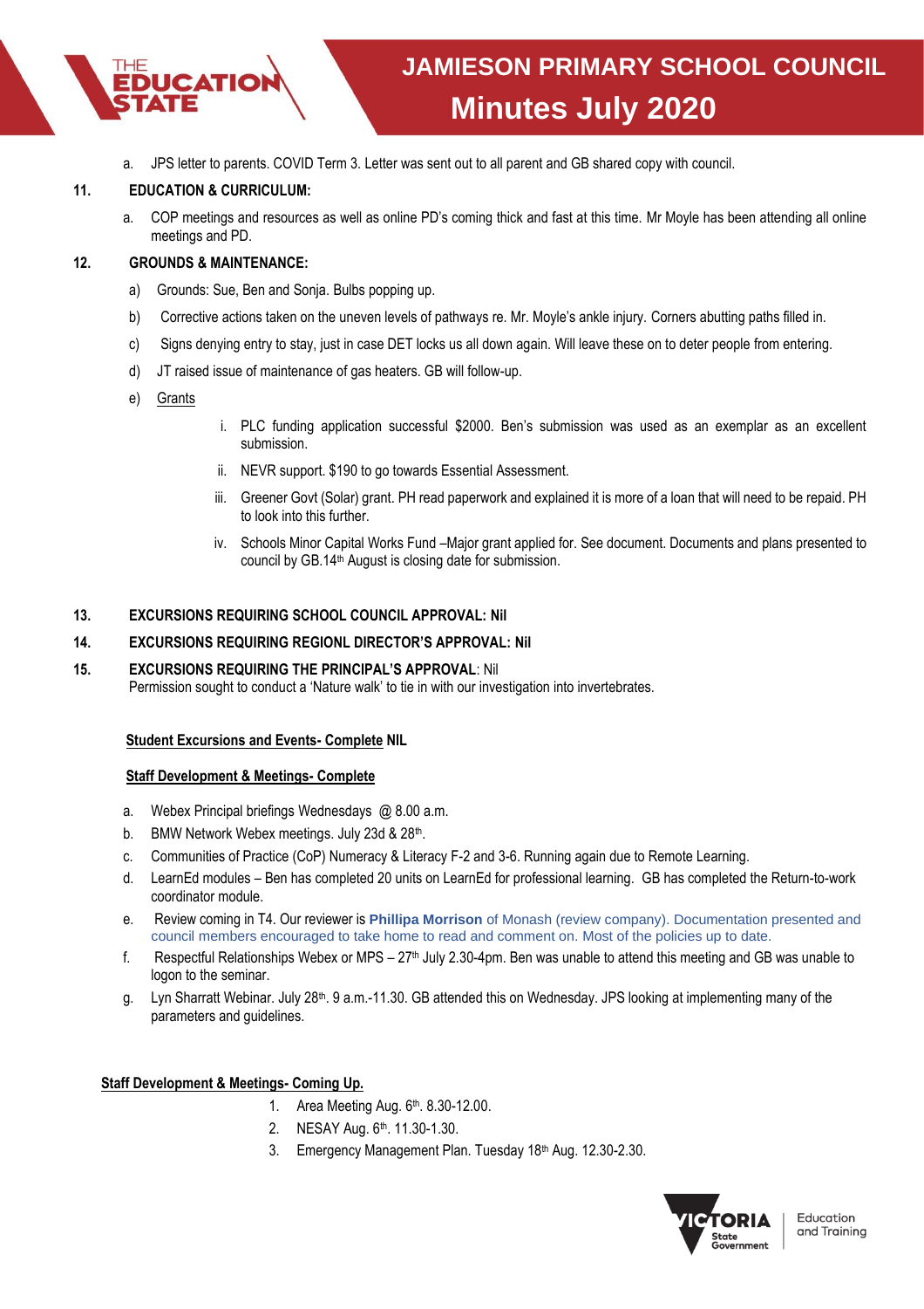a. JPS letter to parents. COVID Term 3. Letter was sent out to all parent and GB shared copy with council.

**11. EDUCATION & CURRICULUM:**

a. COP meetings and resources as well as online PD's coming thick and fast at this time. Mr Moyle has been attending all online meetings and PD.

**12. GROUNDS & MAINTENANCE:**

a) Grounds: Sue, Ben and Sonja. Bulbs popping up.

b) Corrective actions taken on the uneven levels of pathways re. Mr. Moyle's ankle injury. Corners abutting paths filled in.

c) Signs denying entry to stay, just in case DET locks us all down again. Will leave these on to deter people from entering.

d) JT raised issue of maintenance of gas heaters. GB will follow-up.

e) Grants

i. PLC funding application successful $2000. Ben's submission was used as an exemplar as an excellent submission.

ii. NEVR support. $190 to go towards Essential Assessment.

iii. Greener Govt (Solar) grant. PH read paperwork and explained it is more of a loan that will need to be repaid. PH to look into this further.

iv. Schools Minor Capital Works Fund –Major grant applied for. See document. Documents and plans presented to council by GB.14th August is closing date for submission.

**13. EXCURSIONS REQUIRING SCHOOL COUNCIL APPROVAL: Nil**

**14. EXCURSIONS REQUIRING REGIONL DIRECTOR'S APPROVAL: Nil**

**15. EXCURSIONS REQUIRING THE PRINCIPAL'S APPROVAL**: Nil
Permission sought to conduct a 'Nature walk' to tie in with our investigation into invertebrates.

**Student Excursions and Events- Complete NIL**

**Staff Development & Meetings- Complete**

a. Webex Principal briefings Wednesdays @ 8.00 a.m.

b. BMW Network Webex meetings. July 23d & 28th.

c. Communities of Practice (CoP) Numeracy & Literacy F-2 and 3-6. Running again due to Remote Learning.

d. LearnEd modules – Ben has completed 20 units on LearnEd for professional learning. GB has completed the Return-to-work coordinator module.

e. Review coming in T4. Our reviewer is **Phillipa Morrison** of Monash (review company). Documentation presented and council members encouraged to take home to read and comment on. Most of the policies up to date.

f. Respectful Relationships Webex or MPS – 27th July 2.30-4pm. Ben was unable to attend this meeting and GB was unable to logon to the seminar.

g. Lyn Sharratt Webinar. July 28th. 9 a.m.-11.30. GB attended this on Wednesday. JPS looking at implementing many of the parameters and guidelines.

**Staff Development & Meetings- Coming Up.**

1. Area Meeting Aug. 6th. 8.30-12.00.
2. NESAY Aug. 6th. 11.30-1.30.
3. Emergency Management Plan. Tuesday 18th Aug. 12.30-2.30.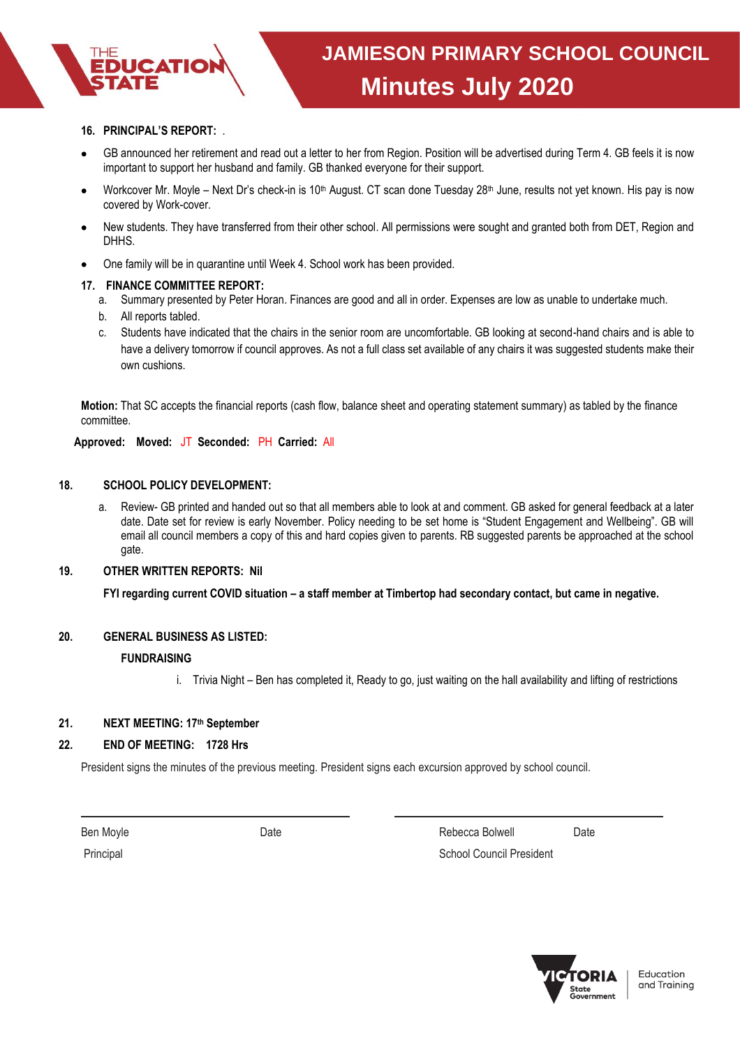# JAMIESON PRIMARY SCHOOL COUNCIL

## Minutes July 2020

**16. PRINCIPAL'S REPORT:** .

- GB announced her retirement and read out a letter to her from Region. Position will be advertised during Term 4. GB feels it is now important to support her husband and family. GB thanked everyone for their support.
- Workcover Mr. Moyle – Next Dr's check-in is 10th August. CT scan done Tuesday 28th June, results not yet known. His pay is now covered by Work-cover.
- New students. They have transferred from their other school. All permissions were sought and granted both from DET, Region and DHHS.
- One family will be in quarantine until Week 4. School work has been provided.

**17. FINANCE COMMITTEE REPORT:**

a. Summary presented by Peter Horan. Finances are good and all in order. Expenses are low as unable to undertake much.
b. All reports tabled.
c. Students have indicated that the chairs in the senior room are uncomfortable. GB looking at second-hand chairs and is able to have a delivery tomorrow if council approves. As not a full class set available of any chairs it was suggested students make their own cushions.

**Motion:** That SC accepts the financial reports (cash flow, balance sheet and operating statement summary) as tabled by the finance committee.

**Approved: Moved:** JT **Seconded:** PH **Carried:** All

**18. SCHOOL POLICY DEVELOPMENT:**

a. Review- GB printed and handed out so that all members able to look at and comment. GB asked for general feedback at a later date. Date set for review is early November. Policy needing to be set home is "Student Engagement and Wellbeing". GB will email all council members a copy of this and hard copies given to parents. RB suggested parents be approached at the school gate.

**19. OTHER WRITTEN REPORTS: Nil**

**FYI regarding current COVID situation – a staff member at Timbertop had secondary contact, but came in negative.**

**20. GENERAL BUSINESS AS LISTED:**

**FUNDRAISING**

i. Trivia Night – Ben has completed it, Ready to go, just waiting on the hall availability and lifting of restrictions

**21. NEXT MEETING: 17th September**

**22. END OF MEETING: 1728 Hrs**

President signs the minutes of the previous meeting. President signs each excursion approved by school council.

| | | | |
|---|---|---|---|
| Ben Moyle | Date | Rebecca Bolwell | Date |
| Principal | | School Council President | |